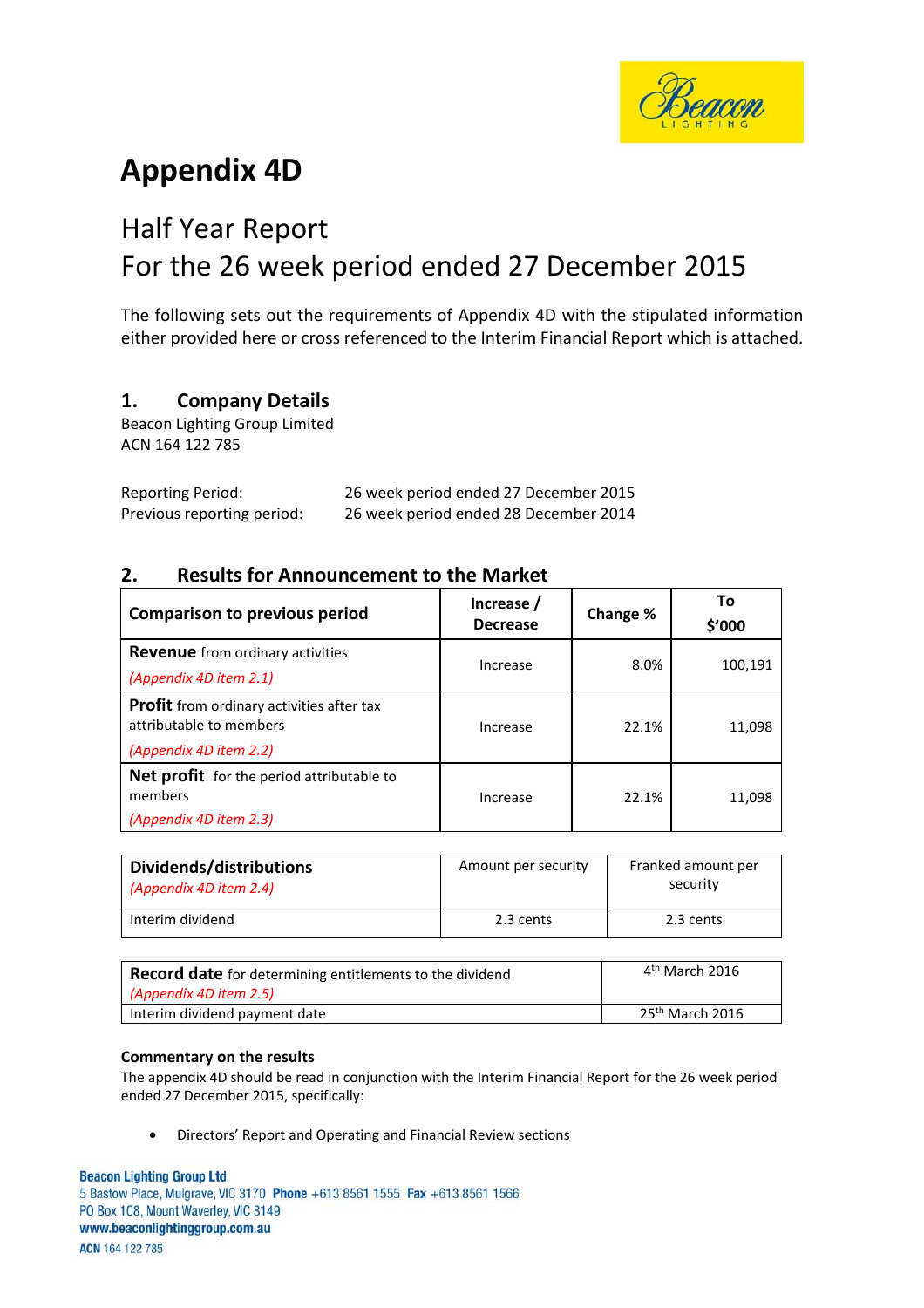# Appendix 4D

## Half Year Report
## For the 26 week period ended 27 December 2015

The following sets out the requirements of Appendix 4D with the stipulated information either provided here or cross referenced to the Interim Financial Report which is attached.

### 1. Company Details

Beacon Lighting Group Limited
ACN 164 122 785

| | |
|---|---|
| Reporting Period: | 26 week period ended 27 December 2015 |
| Previous reporting period: | 26 week period ended 28 December 2014 |

### 2. Results for Announcement to the Market

| Comparison to previous period | Increase / Decrease | Change % | To $'000 |
|---|---|---|---|
| **Revenue** from ordinary activities *(Appendix 4D item 2.1)* | Increase | 8.0% | 100,191 |
| **Profit** from ordinary activities after tax attributable to members *(Appendix 4D item 2.2)* | Increase | 22.1% | 11,098 |
| **Net profit** for the period attributable to members *(Appendix 4D item 2.3)* | Increase | 22.1% | 11,098 |

| **Dividends/distributions** *(Appendix 4D item 2.4)* | Amount per security | Franked amount per security |
|---|---|---|
| Interim dividend | 2.3 cents | 2.3 cents |

| | |
|---|---|
| **Record date** for determining entitlements to the dividend *(Appendix 4D item 2.5)* | 4th March 2016 |
| Interim dividend payment date | 25th March 2016 |

**Commentary on the results**

The appendix 4D should be read in conjunction with the Interim Financial Report for the 26 week period ended 27 December 2015, specifically:

- Directors' Report and Operating and Financial Review sections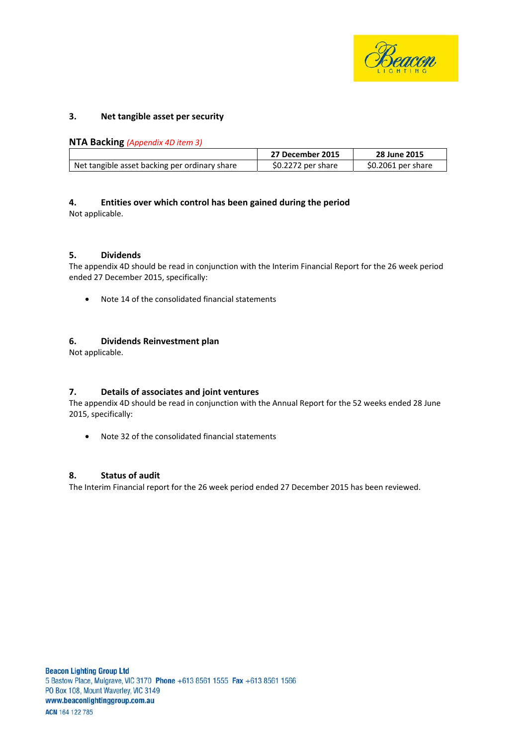## 3. Net tangible asset per security

**NTA Backing** *(Appendix 4D item 3)*

| | 27 December 2015 | 28 June 2015 |
|---|---|---|
| Net tangible asset backing per ordinary share | $0.2272 per share | $0.2061 per share |

## 4. Entities over which control has been gained during the period

Not applicable.

## 5. Dividends

The appendix 4D should be read in conjunction with the Interim Financial Report for the 26 week period ended 27 December 2015, specifically:

- Note 14 of the consolidated financial statements

## 6. Dividends Reinvestment plan

Not applicable.

## 7. Details of associates and joint ventures

The appendix 4D should be read in conjunction with the Annual Report for the 52 weeks ended 28 June 2015, specifically:

- Note 32 of the consolidated financial statements

## 8. Status of audit

The Interim Financial report for the 26 week period ended 27 December 2015 has been reviewed.